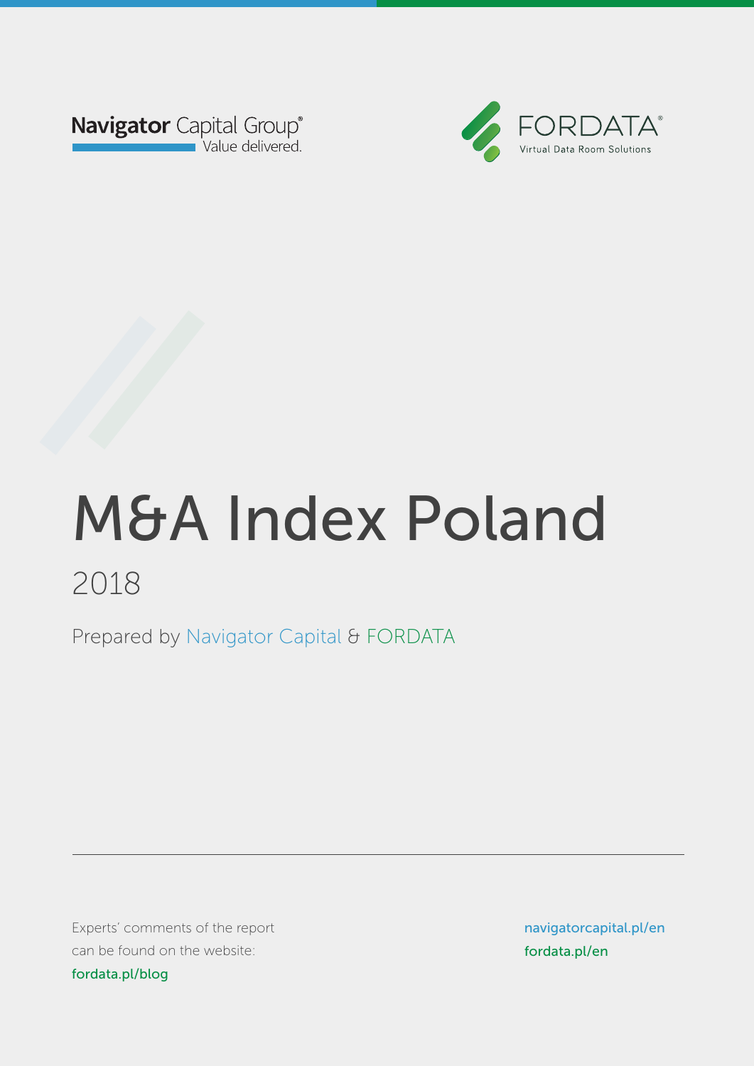Navigator Capital Group®
Value delivered.

FORDATA®
Virtual Data Room Solutions

# M&A Index Poland

## 2018

Prepared by Navigator Capital & FORDATA

Experts' comments of the report can be found on the website: fordata.pl/blog

navigatorcapital.pl/en
fordata.pl/en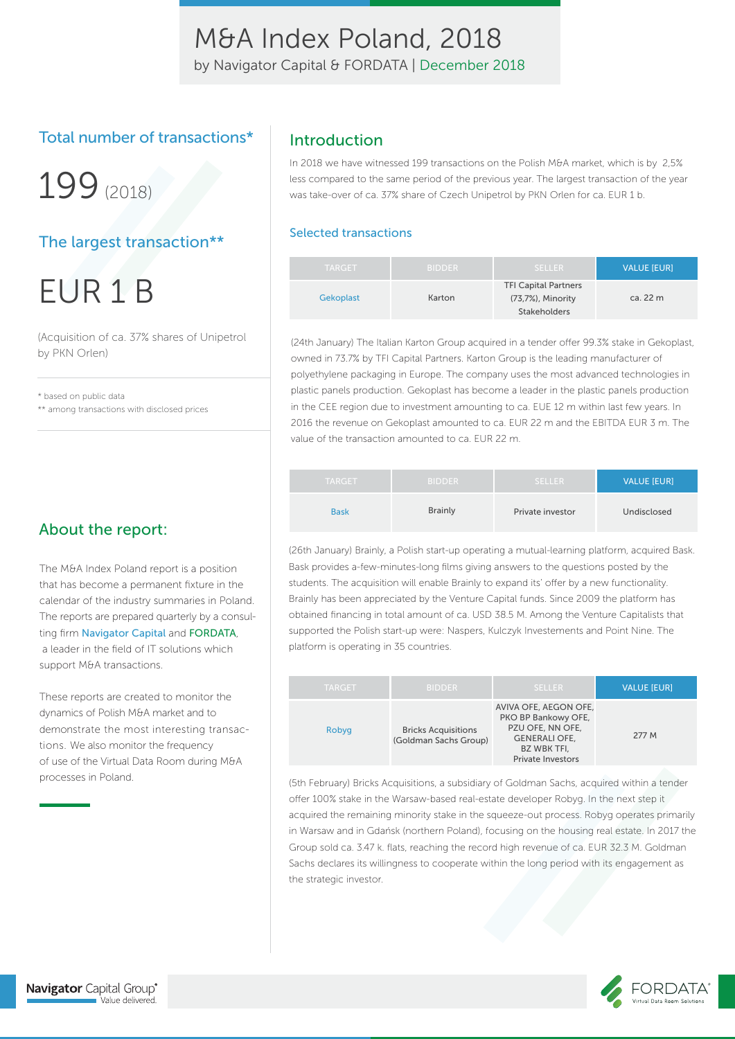# M&A Index Poland, 2018

by Navigator Capital & FORDATA | December 2018

## Total number of transactions*

199 (2018)

## The largest transaction**

EUR 1 B

(Acquisition of ca. 37% shares of Unipetrol by PKN Orlen)

* based on public data
** among transactions with disclosed prices

## About the report:

The M&A Index Poland report is a position that has become a permanent fixture in the calendar of the industry summaries in Poland. The reports are prepared quarterly by a consulting firm Navigator Capital and FORDATA, a leader in the field of IT solutions which support M&A transactions.

These reports are created to monitor the dynamics of Polish M&A market and to demonstrate the most interesting transactions. We also monitor the frequency of use of the Virtual Data Room during M&A processes in Poland.

## Introduction

In 2018 we have witnessed 199 transactions on the Polish M&A market, which is by 2,5% less compared to the same period of the previous year. The largest transaction of the year was take-over of ca. 37% share of Czech Unipetrol by PKN Orlen for ca. EUR 1 b.

### Selected transactions

| TARGET | BIDDER | SELLER | VALUE [EUR] |
|---|---|---|---|
| Gekoplast | Karton | TFI Capital Partners (73,7%), Minority Stakeholders | ca. 22 m |

(24th January) The Italian Karton Group acquired in a tender offer 99.3% stake in Gekoplast, owned in 73.7% by TFI Capital Partners. Karton Group is the leading manufacturer of polyethylene packaging in Europe. The company uses the most advanced technologies in plastic panels production. Gekoplast has become a leader in the plastic panels production in the CEE region due to investment amounting to ca. EUE 12 m within last few years. In 2016 the revenue on Gekoplast amounted to ca. EUR 22 m and the EBITDA EUR 3 m. The value of the transaction amounted to ca. EUR 22 m.

| TARGET | BIDDER | SELLER | VALUE [EUR] |
|---|---|---|---|
| Bask | Brainly | Private investor | Undisclosed |

(26th January) Brainly, a Polish start-up operating a mutual-learning platform, acquired Bask. Bask provides a-few-minutes-long films giving answers to the questions posted by the students. The acquisition will enable Brainly to expand its' offer by a new functionality. Brainly has been appreciated by the Venture Capital funds. Since 2009 the platform has obtained financing in total amount of ca. USD 38.5 M. Among the Venture Capitalists that supported the Polish start-up were: Naspers, Kulczyk Investements and Point Nine. The platform is operating in 35 countries.

| TARGET | BIDDER | SELLER | VALUE [EUR] |
|---|---|---|---|
| Robyg | Bricks Acquisitions (Goldman Sachs Group) | AVIVA OFE, AEGON OFE, PKO BP Bankowy OFE, PZU OFE, NN OFE, GENERALI OFE, BZ WBK TFI, Private Investors | 277 M |

(5th February) Bricks Acquisitions, a subsidiary of Goldman Sachs, acquired within a tender offer 100% stake in the Warsaw-based real-estate developer Robyg. In the next step it acquired the remaining minority stake in the squeeze-out process. Robyg operates primarily in Warsaw and in Gdańsk (northern Poland), focusing on the housing real estate. In 2017 the Group sold ca. 3.47 k. flats, reaching the record high revenue of ca. EUR 32.3 M. Goldman Sachs declares its willingness to cooperate within the long period with its engagement as the strategic investor.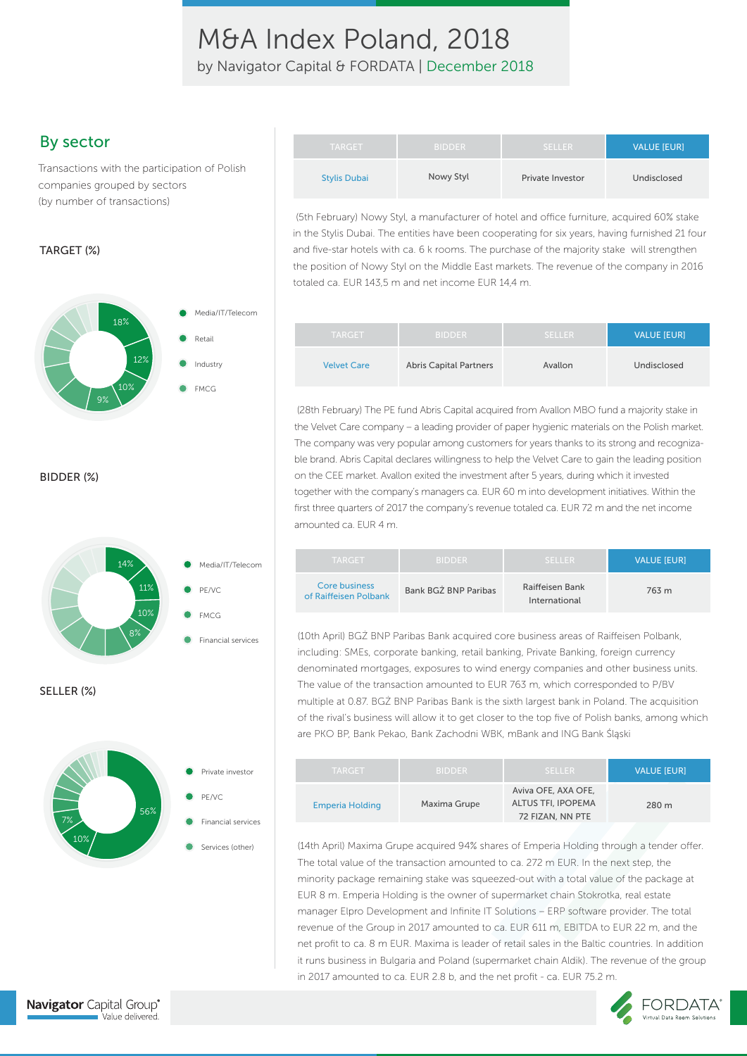# M&A Index Poland, 2018

by Navigator Capital & FORDATA | December 2018

## By sector

Transactions with the participation of Polish companies grouped by sectors (by number of transactions)

TARGET (%)

- Media/IT/Telecom 18%
- Retail 12%
- Industry 10%
- FMCG 9%

BIDDER (%)

- Media/IT/Telecom 14%
- PE/VC 11%
- FMCG 10%
- Financial services 8%

SELLER (%)

- Private investor 56%
- PE/VC 10%
- Financial services 7%
- Services (other)

| TARGET | BIDDER | SELLER | VALUE [EUR] |
|---|---|---|---|
| Stylis Dubai | Nowy Styl | Private Investor | Undisclosed |

(5th February) Nowy Styl, a manufacturer of hotel and office furniture, acquired 60% stake in the Stylis Dubai. The entities have been cooperating for six years, having furnished 21 four and five-star hotels with ca. 6 k rooms. The purchase of the majority stake will strengthen the position of Nowy Styl on the Middle East markets. The revenue of the company in 2016 totaled ca. EUR 143,5 m and net income EUR 14,4 m.

| TARGET | BIDDER | SELLER | VALUE [EUR] |
|---|---|---|---|
| Velvet Care | Abris Capital Partners | Avallon | Undisclosed |

(28th February) The PE fund Abris Capital acquired from Avallon MBO fund a majority stake in the Velvet Care company – a leading provider of paper hygienic materials on the Polish market. The company was very popular among customers for years thanks to its strong and recognizable brand. Abris Capital declares willingness to help the Velvet Care to gain the leading position on the CEE market. Avallon exited the investment after 5 years, during which it invested together with the company's managers ca. EUR 60 m into development initiatives. Within the first three quarters of 2017 the company's revenue totaled ca. EUR 72 m and the net income amounted ca. EUR 4 m.

| TARGET | BIDDER | SELLER | VALUE [EUR] |
|---|---|---|---|
| Core business of Raiffeisen Polbank | Bank BGŻ BNP Paribas | Raiffeisen Bank International | 763 m |

(10th April) BGŻ BNP Paribas Bank acquired core business areas of Raiffeisen Polbank, including: SMEs, corporate banking, retail banking, Private Banking, foreign currency denominated mortgages, exposures to wind energy companies and other business units. The value of the transaction amounted to EUR 763 m, which corresponded to P/BV multiple at 0.87. BGŻ BNP Paribas Bank is the sixth largest bank in Poland. The acquisition of the rival's business will allow it to get closer to the top five of Polish banks, among which are PKO BP, Bank Pekao, Bank Zachodni WBK, mBank and ING Bank Śląski

| TARGET | BIDDER | SELLER | VALUE [EUR] |
|---|---|---|---|
| Emperia Holding | Maxima Grupe | Aviva OFE, AXA OFE, ALTUS TFI, IPOPEMA 72 FIZAN, NN PTE | 280 m |

(14th April) Maxima Grupe acquired 94% shares of Emperia Holding through a tender offer. The total value of the transaction amounted to ca. 272 m EUR. In the next step, the minority package remaining stake was squeezed-out with a total value of the package at EUR 8 m. Emperia Holding is the owner of supermarket chain Stokrotka, real estate manager Elpro Development and Infinite IT Solutions – ERP software provider. The total revenue of the Group in 2017 amounted to ca. EUR 611 m, EBITDA to EUR 22 m, and the net profit to ca. 8 m EUR. Maxima is leader of retail sales in the Baltic countries. In addition it runs business in Bulgaria and Poland (supermarket chain Aldik). The revenue of the group in 2017 amounted to ca. EUR 2.8 b, and the net profit - ca. EUR 75.2 m.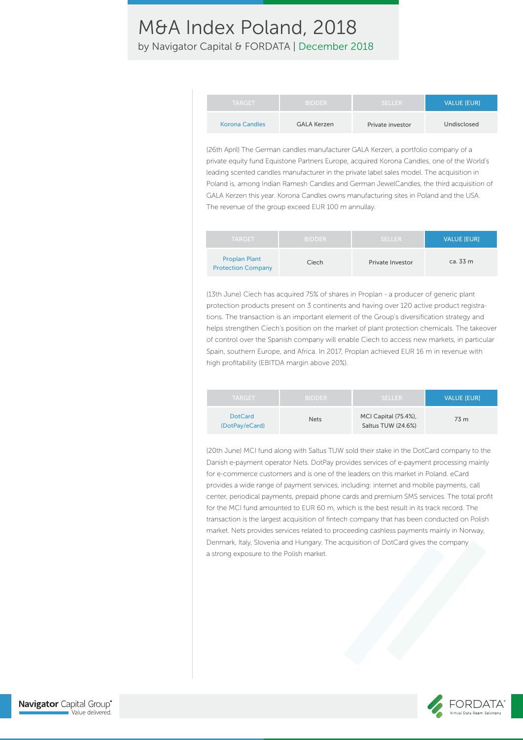| TARGET | BIDDER | SELLER | VALUE [EUR] |
|---|---|---|---|
| Korona Candles | GALA Kerzen | Private investor | Undisclosed |

(26th April) The German candles manufacturer GALA Kerzen, a portfolio company of a private equity fund Equistone Partners Europe, acquired Korona Candles, one of the World's leading scented candles manufacturer in the private label sales model. The acquisition in Poland is, among Indian Ramesh Candles and German JewelCandles, the third acquisition of GALA Kerzen this year. Korona Candles owns manufacturing sites in Poland and the USA. The revenue of the group exceed EUR 100 m annullay.

| TARGET | BIDDER | SELLER | VALUE [EUR] |
|---|---|---|---|
| Proplan Plant Protection Company | Ciech | Private Investor | ca. 33 m |

(13th June) Ciech has acquired 75% of shares in Proplan - a producer of generic plant protection products present on 3 continents and having over 120 active product registrations. The transaction is an important element of the Group's diversification strategy and helps strengthen Ciech's position on the market of plant protection chemicals. The takeover of control over the Spanish company will enable Ciech to access new markets, in particular Spain, southern Europe, and Africa. In 2017, Proplan achieved EUR 16 m in revenue with high profitability (EBITDA margin above 20%).

| TARGET | BIDDER | SELLER | VALUE [EUR] |
|---|---|---|---|
| DotCard (DotPay/eCard) | Nets | MCI Capital (75.4%), Saltus TUW (24.6%) | 73 m |

(20th June) MCI fund along with Saltus TUW sold their stake in the DotCard company to the Danish e-payment operator Nets. DotPay provides services of e-payment processing mainly for e-commerce customers and is one of the leaders on this market in Poland. eCard provides a wide range of payment services, including: internet and mobile payments, call center, periodical payments, prepaid phone cards and premium SMS services. The total profit for the MCI fund amounted to EUR 60 m, which is the best result in its track record. The transaction is the largest acquisition of fintech company that has been conducted on Polish market. Nets provides services related to proceeding cashless payments mainly in Norway, Denmark, Italy, Slovenia and Hungary. The acquisition of DotCard gives the company a strong exposure to the Polish market.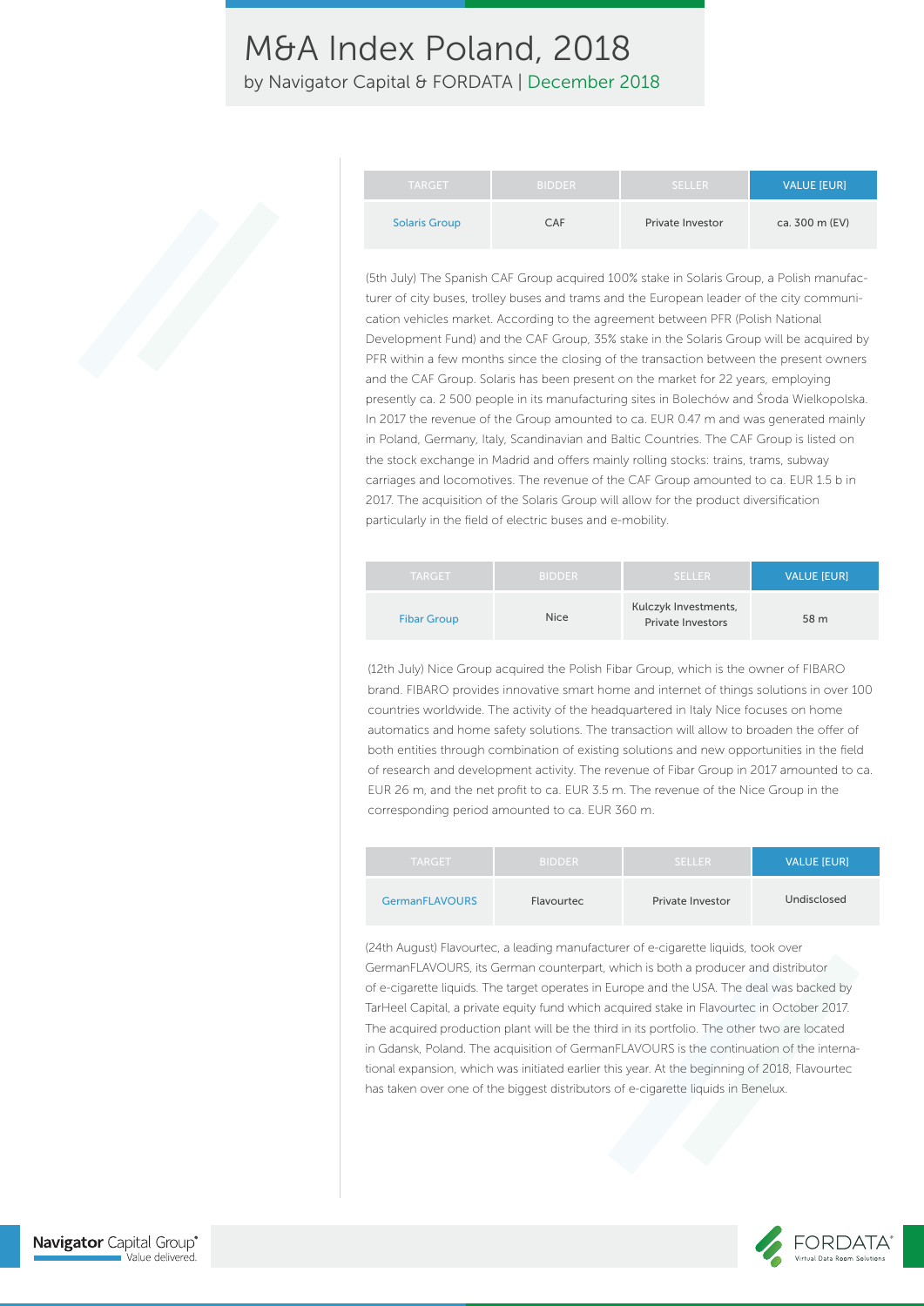| TARGET | BIDDER | SELLER | VALUE [EUR] |
| --- | --- | --- | --- |
| Solaris Group | CAF | Private Investor | ca. 300 m (EV) |

(5th July) The Spanish CAF Group acquired 100% stake in Solaris Group, a Polish manufacturer of city buses, trolley buses and trams and the European leader of the city communication vehicles market. According to the agreement between PFR (Polish National Development Fund) and the CAF Group, 35% stake in the Solaris Group will be acquired by PFR within a few months since the closing of the transaction between the present owners and the CAF Group. Solaris has been present on the market for 22 years, employing presently ca. 2 500 people in its manufacturing sites in Bolechów and Środa Wielkopolska. In 2017 the revenue of the Group amounted to ca. EUR 0.47 m and was generated mainly in Poland, Germany, Italy, Scandinavian and Baltic Countries. The CAF Group is listed on the stock exchange in Madrid and offers mainly rolling stocks: trains, trams, subway carriages and locomotives. The revenue of the CAF Group amounted to ca. EUR 1.5 b in 2017. The acquisition of the Solaris Group will allow for the product diversification particularly in the field of electric buses and e-mobility.

| TARGET | BIDDER | SELLER | VALUE [EUR] |
| --- | --- | --- | --- |
| Fibar Group | Nice | Kulczyk Investments, Private Investors | 58 m |

(12th July) Nice Group acquired the Polish Fibar Group, which is the owner of FIBARO brand. FIBARO provides innovative smart home and internet of things solutions in over 100 countries worldwide. The activity of the headquartered in Italy Nice focuses on home automatics and home safety solutions. The transaction will allow to broaden the offer of both entities through combination of existing solutions and new opportunities in the field of research and development activity. The revenue of Fibar Group in 2017 amounted to ca. EUR 26 m, and the net profit to ca. EUR 3.5 m. The revenue of the Nice Group in the corresponding period amounted to ca. EUR 360 m.

| TARGET | BIDDER | SELLER | VALUE [EUR] |
| --- | --- | --- | --- |
| GermanFLAVOURS | Flavourtec | Private Investor | Undisclosed |

(24th August) Flavourtec, a leading manufacturer of e-cigarette liquids, took over GermanFLAVOURS, its German counterpart, which is both a producer and distributor of e-cigarette liquids. The target operates in Europe and the USA. The deal was backed by TarHeel Capital, a private equity fund which acquired stake in Flavourtec in October 2017. The acquired production plant will be the third in its portfolio. The other two are located in Gdansk, Poland. The acquisition of GermanFLAVOURS is the continuation of the international expansion, which was initiated earlier this year. At the beginning of 2018, Flavourtec has taken over one of the biggest distributors of e-cigarette liquids in Benelux.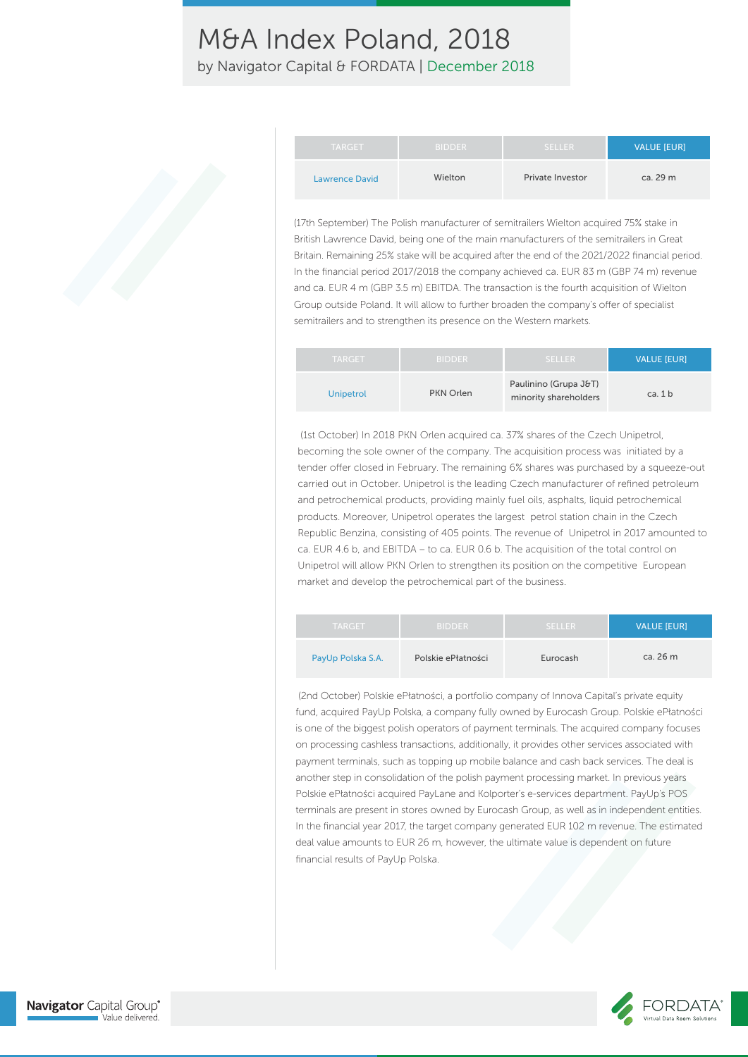| TARGET | BIDDER | SELLER | VALUE [EUR] |
| --- | --- | --- | --- |
| Lawrence David | Wielton | Private Investor | ca. 29 m |

(17th September) The Polish manufacturer of semitrailers Wielton acquired 75% stake in British Lawrence David, being one of the main manufacturers of the semitrailers in Great Britain. Remaining 25% stake will be acquired after the end of the 2021/2022 financial period. In the financial period 2017/2018 the company achieved ca. EUR 83 m (GBP 74 m) revenue and ca. EUR 4 m (GBP 3.5 m) EBITDA. The transaction is the fourth acquisition of Wielton Group outside Poland. It will allow to further broaden the company's offer of specialist semitrailers and to strengthen its presence on the Western markets.

| TARGET | BIDDER | SELLER | VALUE [EUR] |
| --- | --- | --- | --- |
| Unipetrol | PKN Orlen | Paulinino (Grupa J&T) minority shareholders | ca. 1 b |

(1st October) In 2018 PKN Orlen acquired ca. 37% shares of the Czech Unipetrol, becoming the sole owner of the company. The acquisition process was initiated by a tender offer closed in February. The remaining 6% shares was purchased by a squeeze-out carried out in October. Unipetrol is the leading Czech manufacturer of refined petroleum and petrochemical products, providing mainly fuel oils, asphalts, liquid petrochemical products. Moreover, Unipetrol operates the largest petrol station chain in the Czech Republic Benzina, consisting of 405 points. The revenue of Unipetrol in 2017 amounted to ca. EUR 4.6 b, and EBITDA – to ca. EUR 0.6 b. The acquisition of the total control on Unipetrol will allow PKN Orlen to strengthen its position on the competitive European market and develop the petrochemical part of the business.

| TARGET | BIDDER | SELLER | VALUE [EUR] |
| --- | --- | --- | --- |
| PayUp Polska S.A. | Polskie ePłatności | Eurocash | ca. 26 m |

(2nd October) Polskie ePłatności, a portfolio company of Innova Capital's private equity fund, acquired PayUp Polska, a company fully owned by Eurocash Group. Polskie ePłatności is one of the biggest polish operators of payment terminals. The acquired company focuses on processing cashless transactions, additionally, it provides other services associated with payment terminals, such as topping up mobile balance and cash back services. The deal is another step in consolidation of the polish payment processing market. In previous years Polskie ePłatności acquired PayLane and Kolporter's e-services department. PayUp's POS terminals are present in stores owned by Eurocash Group, as well as in independent entities. In the financial year 2017, the target company generated EUR 102 m revenue. The estimated deal value amounts to EUR 26 m, however, the ultimate value is dependent on future financial results of PayUp Polska.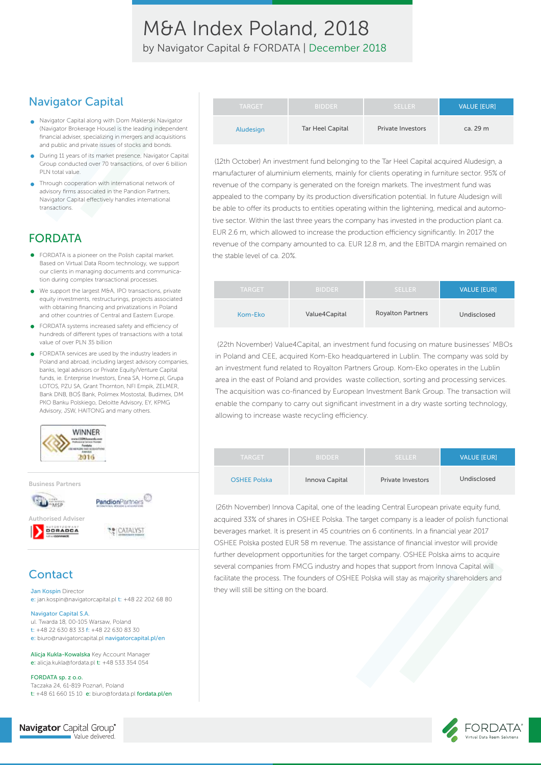# M&A Index Poland, 2018

by Navigator Capital & FORDATA | December 2018

## Navigator Capital

- Navigator Capital along with Dom Maklerski Navigator (Navigator Brokerage House) is the leading independent financial adviser, specializing in mergers and acquisitions and public and private issues of stocks and bonds.
- During 11 years of its market presence, Navigator Capital Group conducted over 70 transactions, of over 6 billion PLN total value.
- Through cooperation with international network of advisory firms associated in the Pandion Partners, Navigator Capital effectively handles international transactions.

## FORDATA

- FORDATA is a pioneer on the Polish capital market. Based on Virtual Data Room technology, we support our clients in managing documents and communication during complex transactional processes.
- We support the largest M&A, IPO transactions, private equity investments, restructurings, projects associated with obtaining financing and privatizations in Poland and other countries of Central and Eastern Europe.
- FORDATA systems increased safety and efficiency of hundreds of different types of transactions with a total value of over PLN 35 billion
- FORDATA services are used by the industry leaders in Poland and abroad, including largest advisory companies, banks, legal advisors or Private Equity/Venture Capital funds, ie. Enterprise Investors, Enea SA, Home.pl, Grupa LOTOS, PZU SA, Grant Thornton, NFI Empik, ZELMER, Bank DNB, BOŚ Bank, Polimex Mostostal, Budimex, DM PKO Banku Polskiego, Deloitte Advisory, EY, KPMG Advisory, JSW, HAITONG and many others.

Business Partners

Authorised Adviser

## Contact

Jan Kospin Director
e: jan.kospin@navigatorcapital.pl t: +48 22 202 68 80

Navigator Capital S.A.
ul. Twarda 18, 00-105 Warsaw, Poland
t: +48 22 630 83 33 f: +48 22 630 83 30
e: biuro@navigatorcapital.pl navigatorcapital.pl/en

Alicja Kukla-Kowalska Key Account Manager
e: alicja.kukla@fordata.pl t: +48 533 354 054

FORDATA sp. z o.o.
Taczaka 24, 61-819 Poznań, Poland
t: +48 61 660 15 10 e: biuro@fordata.pl fordata.pl/en

| TARGET | BIDDER | SELLER | VALUE [EUR] |
|---|---|---|---|
| Aludesign | Tar Heel Capital | Private Investors | ca. 29 m |

(12th October) An investment fund belonging to the Tar Heel Capital acquired Aludesign, a manufacturer of aluminium elements, mainly for clients operating in furniture sector. 95% of revenue of the company is generated on the foreign markets. The investment fund was appealed to the company by its production diversification potential. In future Aludesign will be able to offer its products to entities operating within the lightening, medical and automotive sector. Within the last three years the company has invested in the production plant ca. EUR 2.6 m, which allowed to increase the production efficiency significantly. In 2017 the revenue of the company amounted to ca. EUR 12.8 m, and the EBITDA margin remained on the stable level of ca. 20%.

| TARGET | BIDDER | SELLER | VALUE [EUR] |
|---|---|---|---|
| Kom-Eko | Value4Capital | Royalton Partners | Undisclosed |

(22th November) Value4Capital, an investment fund focusing on mature businesses' MBOs in Poland and CEE, acquired Kom-Eko headquartered in Lublin. The company was sold by an investment fund related to Royalton Partners Group. Kom-Eko operates in the Lublin area in the east of Poland and provides waste collection, sorting and processing services. The acquisition was co-financed by European Investment Bank Group. The transaction will enable the company to carry out significant investment in a dry waste sorting technology, allowing to increase waste recycling efficiency.

| TARGET | BIDDER | SELLER | VALUE [EUR] |
|---|---|---|---|
| OSHEE Polska | Innova Capital | Private Investors | Undisclosed |

(26th November) Innova Capital, one of the leading Central European private equity fund, acquired 33% of shares in OSHEE Polska. The target company is a leader of polish functional beverages market. It is present in 45 countries on 6 continents. In a financial year 2017 OSHEE Polska posted EUR 58 m revenue. The assistance of financial investor will provide further development opportunities for the target company. OSHEE Polska aims to acquire several companies from FMCG industry and hopes that support from Innova Capital will facilitate the process. The founders of OSHEE Polska will stay as majority shareholders and they will still be sitting on the board.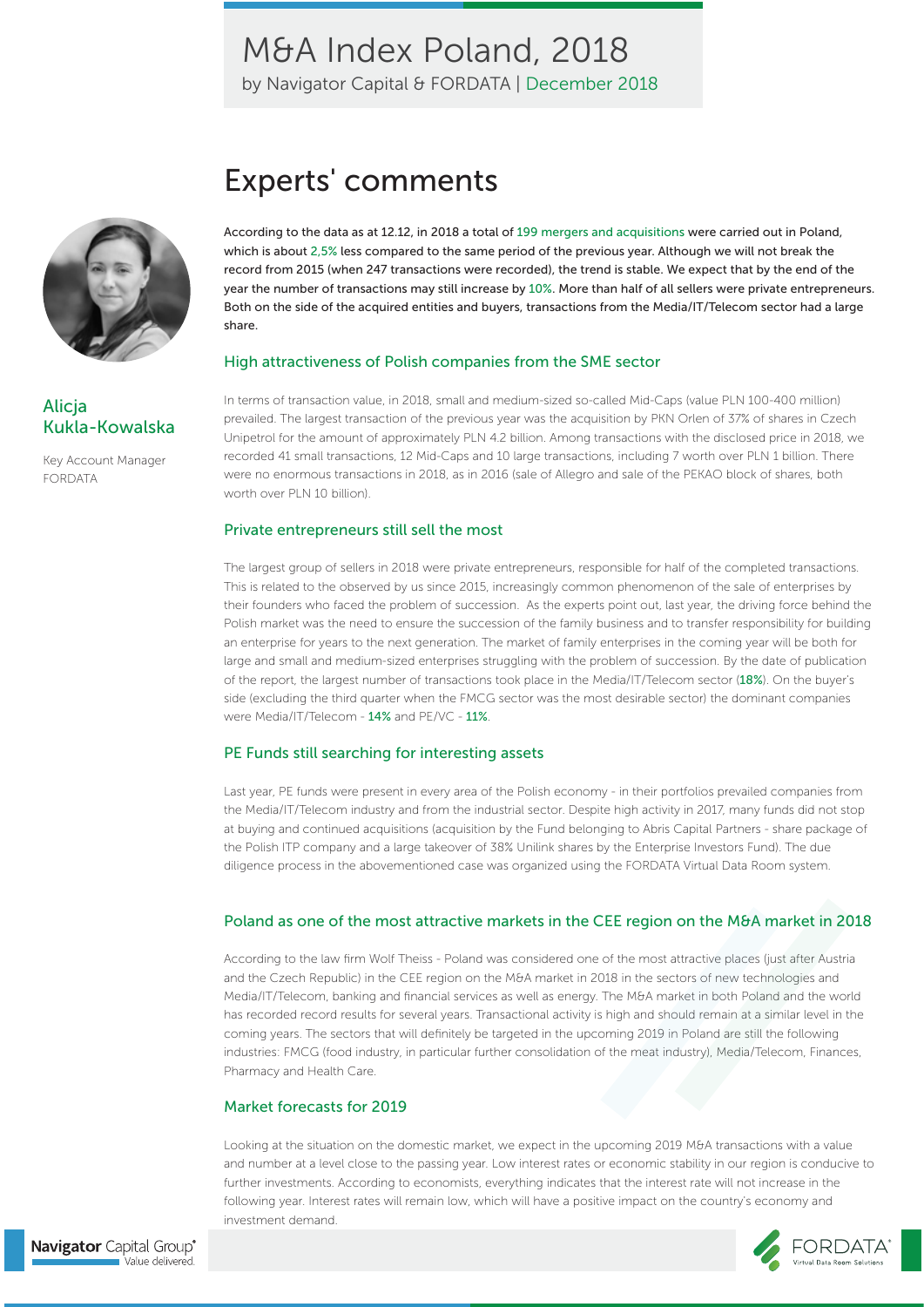# M&A Index Poland, 2018

by Navigator Capital & FORDATA | December 2018

## Experts' comments

**Alicja Kukla-Kowalska**

Key Account Manager
FORDATA

**According to the data as at 12.12, in 2018 a total of 199 mergers and acquisitions were carried out in Poland, which is about 2,5% less compared to the same period of the previous year. Although we will not break the record from 2015 (when 247 transactions were recorded), the trend is stable. We expect that by the end of the year the number of transactions may still increase by 10%. More than half of all sellers were private entrepreneurs. Both on the side of the acquired entities and buyers, transactions from the Media/IT/Telecom sector had a large share.**

### High attractiveness of Polish companies from the SME sector

In terms of transaction value, in 2018, small and medium-sized so-called Mid-Caps (value PLN 100-400 million) prevailed. The largest transaction of the previous year was the acquisition by PKN Orlen of 37% of shares in Czech Unipetrol for the amount of approximately PLN 4.2 billion. Among transactions with the disclosed price in 2018, we recorded 41 small transactions, 12 Mid-Caps and 10 large transactions, including 7 worth over PLN 1 billion. There were no enormous transactions in 2018, as in 2016 (sale of Allegro and sale of the PEKAO block of shares, both worth over PLN 10 billion).

### Private entrepreneurs still sell the most

The largest group of sellers in 2018 were private entrepreneurs, responsible for half of the completed transactions. This is related to the observed by us since 2015, increasingly common phenomenon of the sale of enterprises by their founders who faced the problem of succession. As the experts point out, last year, the driving force behind the Polish market was the need to ensure the succession of the family business and to transfer responsibility for building an enterprise for years to the next generation. The market of family enterprises in the coming year will be both for large and small and medium-sized enterprises struggling with the problem of succession. By the date of publication of the report, the largest number of transactions took place in the Media/IT/Telecom sector (**18%**). On the buyer's side (excluding the third quarter when the FMCG sector was the most desirable sector) the dominant companies were Media/IT/Telecom - **14%** and PE/VC - **11%**.

### PE Funds still searching for interesting assets

Last year, PE funds were present in every area of the Polish economy - in their portfolios prevailed companies from the Media/IT/Telecom industry and from the industrial sector. Despite high activity in 2017, many funds did not stop at buying and continued acquisitions (acquisition by the Fund belonging to Abris Capital Partners - share package of the Polish ITP company and a large takeover of 38% Unilink shares by the Enterprise Investors Fund). The due diligence process in the abovementioned case was organized using the FORDATA Virtual Data Room system.

### Poland as one of the most attractive markets in the CEE region on the M&A market in 2018

According to the law firm Wolf Theiss - Poland was considered one of the most attractive places (just after Austria and the Czech Republic) in the CEE region on the M&A market in 2018 in the sectors of new technologies and Media/IT/Telecom, banking and financial services as well as energy. The M&A market in both Poland and the world has recorded record results for several years. Transactional activity is high and should remain at a similar level in the coming years. The sectors that will definitely be targeted in the upcoming 2019 in Poland are still the following industries: FMCG (food industry, in particular further consolidation of the meat industry), Media/Telecom, Finances, Pharmacy and Health Care.

### Market forecasts for 2019

Looking at the situation on the domestic market, we expect in the upcoming 2019 M&A transactions with a value and number at a level close to the passing year. Low interest rates or economic stability in our region is conducive to further investments. According to economists, everything indicates that the interest rate will not increase in the following year. Interest rates will remain low, which will have a positive impact on the country's economy and investment demand.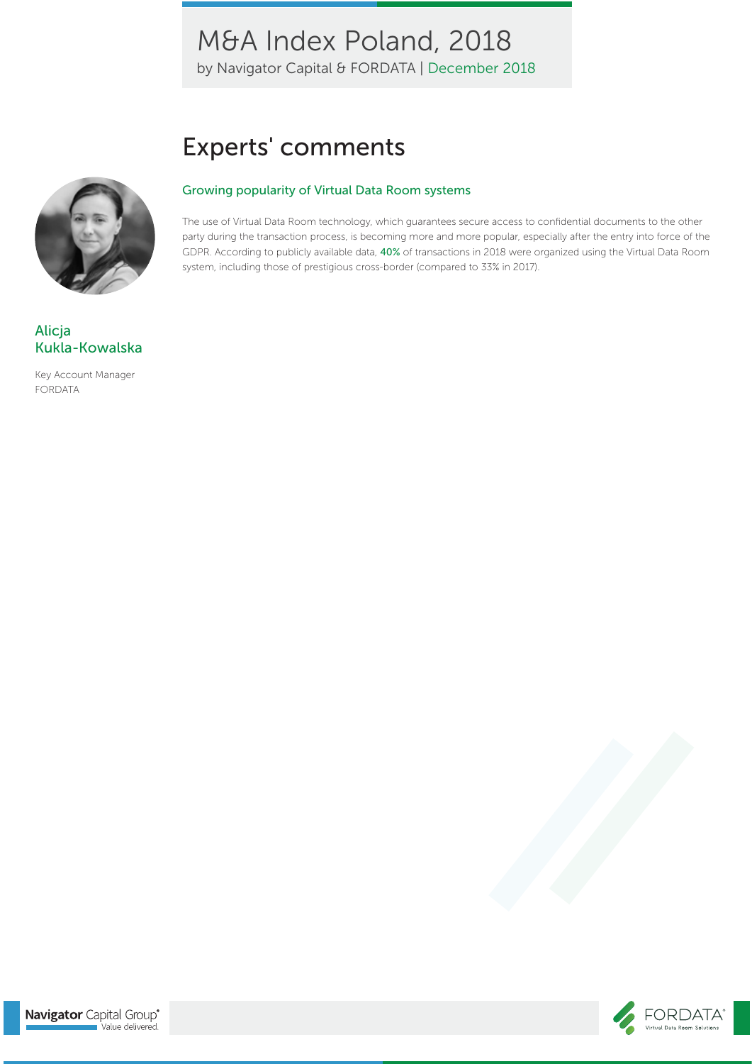## Experts' comments

### Growing popularity of Virtual Data Room systems

The use of Virtual Data Room technology, which guarantees secure access to confidential documents to the other party during the transaction process, is becoming more and more popular, especially after the entry into force of the GDPR. According to publicly available data, **40%** of transactions in 2018 were organized using the Virtual Data Room system, including those of prestigious cross-border (compared to 33% in 2017).

**Alicja Kukla-Kowalska**

Key Account Manager
FORDATA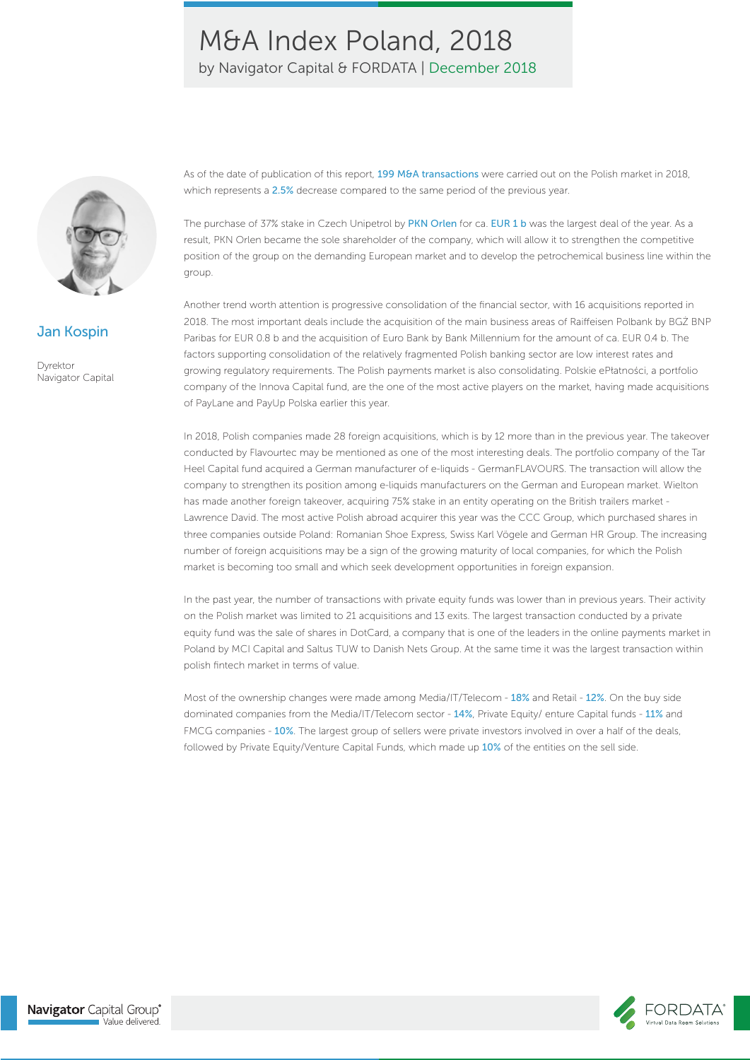# M&A Index Poland, 2018

by Navigator Capital & FORDATA | December 2018

**Jan Kospin**

Dyrektor
Navigator Capital

As of the date of publication of this report, 199 M&A transactions were carried out on the Polish market in 2018, which represents a 2.5% decrease compared to the same period of the previous year.

The purchase of 37% stake in Czech Unipetrol by PKN Orlen for ca. EUR 1 b was the largest deal of the year. As a result, PKN Orlen became the sole shareholder of the company, which will allow it to strengthen the competitive position of the group on the demanding European market and to develop the petrochemical business line within the group.

Another trend worth attention is progressive consolidation of the financial sector, with 16 acquisitions reported in 2018. The most important deals include the acquisition of the main business areas of Raiffeisen Polbank by BGŻ BNP Paribas for EUR 0.8 b and the acquisition of Euro Bank by Bank Millennium for the amount of ca. EUR 0.4 b. The factors supporting consolidation of the relatively fragmented Polish banking sector are low interest rates and growing regulatory requirements. The Polish payments market is also consolidating. Polskie ePłatności, a portfolio company of the Innova Capital fund, are the one of the most active players on the market, having made acquisitions of PayLane and PayUp Polska earlier this year.

In 2018, Polish companies made 28 foreign acquisitions, which is by 12 more than in the previous year. The takeover conducted by Flavourtec may be mentioned as one of the most interesting deals. The portfolio company of the Tar Heel Capital fund acquired a German manufacturer of e-liquids - GermanFLAVOURS. The transaction will allow the company to strengthen its position among e-liquids manufacturers on the German and European market. Wielton has made another foreign takeover, acquiring 75% stake in an entity operating on the British trailers market - Lawrence David. The most active Polish abroad acquirer this year was the CCC Group, which purchased shares in three companies outside Poland: Romanian Shoe Express, Swiss Karl Vögele and German HR Group. The increasing number of foreign acquisitions may be a sign of the growing maturity of local companies, for which the Polish market is becoming too small and which seek development opportunities in foreign expansion.

In the past year, the number of transactions with private equity funds was lower than in previous years. Their activity on the Polish market was limited to 21 acquisitions and 13 exits. The largest transaction conducted by a private equity fund was the sale of shares in DotCard, a company that is one of the leaders in the online payments market in Poland by MCI Capital and Saltus TUW to Danish Nets Group. At the same time it was the largest transaction within polish fintech market in terms of value.

Most of the ownership changes were made among Media/IT/Telecom - 18% and Retail - 12%. On the buy side dominated companies from the Media/IT/Telecom sector - 14%, Private Equity/ enture Capital funds - 11% and FMCG companies - 10%. The largest group of sellers were private investors involved in over a half of the deals, followed by Private Equity/Venture Capital Funds, which made up 10% of the entities on the sell side.